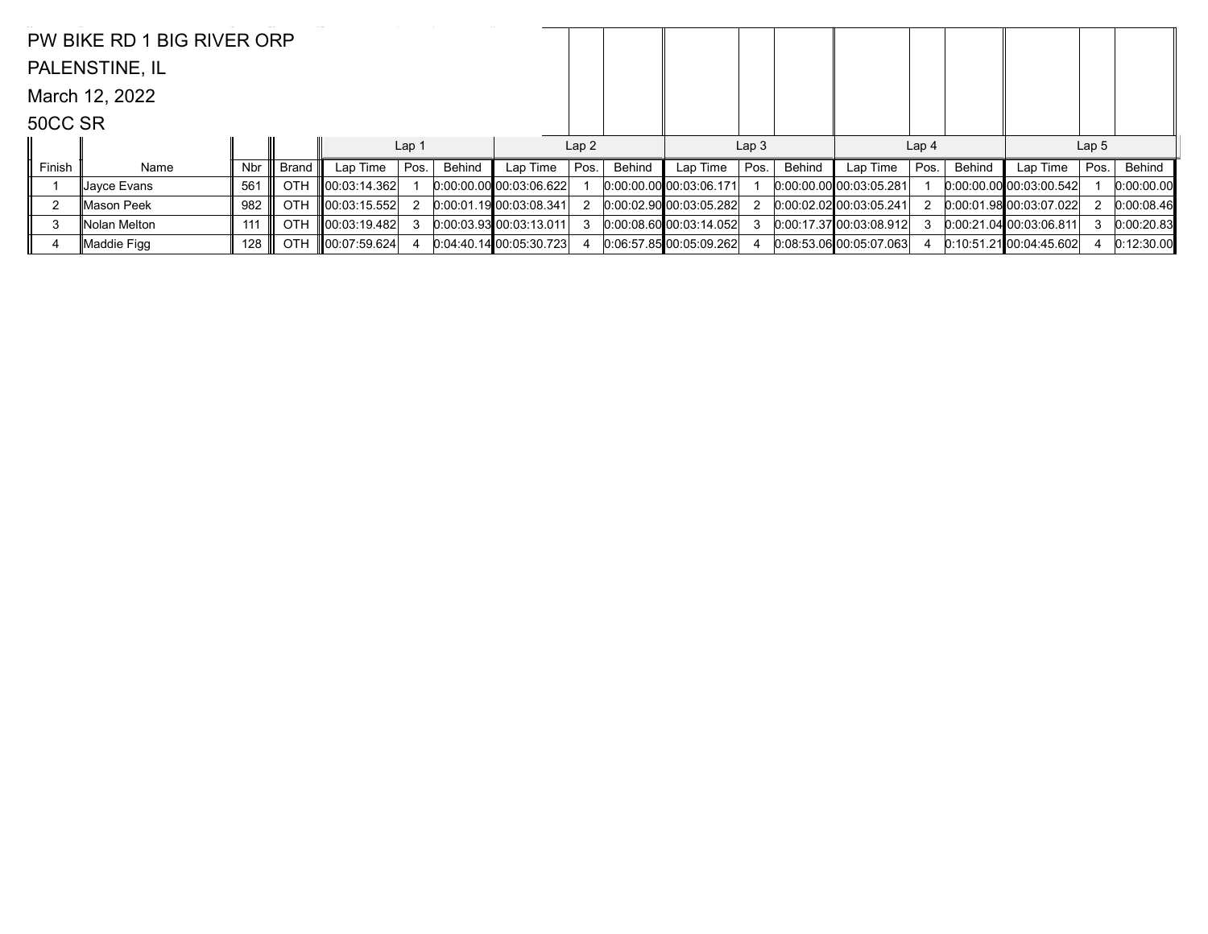PW BIKE RD 1 BIG RIVER ORP

PALENSTINE, IL

March 12, 2022

50CC SR

| | | | | Lap 1 | | | Lap 2 | | | Lap 3 | | | Lap 4 | | | Lap 5 | | |
|---|---|---|---|---|---|---|---|---|---|---|---|---|---|---|---|---|---|---|
| Finish | Name | Nbr | Brand | Lap Time | Pos. | Behind | Lap Time | Pos. | Behind | Lap Time | Pos. | Behind | Lap Time | Pos. | Behind | Lap Time | Pos. | Behind |
| 1 | Jayce Evans | 561 | OTH | 00:03:14.362 | 1 | 0:00:00.00 | 00:03:06.622 | 1 | 0:00:00.00 | 00:03:06.171 | 1 | 0:00:00.00 | 00:03:05.281 | 1 | 0:00:00.00 | 00:03:00.542 | 1 | 0:00:00.00 |
| 2 | Mason Peek | 982 | OTH | 00:03:15.552 | 2 | 0:00:01.19 | 00:03:08.341 | 2 | 0:00:02.90 | 00:03:05.282 | 2 | 0:00:02.02 | 00:03:05.241 | 2 | 0:00:01.98 | 00:03:07.022 | 2 | 0:00:08.46 |
| 3 | Nolan Melton | 111 | OTH | 00:03:19.482 | 3 | 0:00:03.93 | 00:03:13.011 | 3 | 0:00:08.60 | 00:03:14.052 | 3 | 0:00:17.37 | 00:03:08.912 | 3 | 0:00:21.04 | 00:03:06.811 | 3 | 0:00:20.83 |
| 4 | Maddie Figg | 128 | OTH | 00:07:59.624 | 4 | 0:04:40.14 | 00:05:30.723 | 4 | 0:06:57.85 | 00:05:09.262 | 4 | 0:08:53.06 | 00:05:07.063 | 4 | 0:10:51.21 | 00:04:45.602 | 4 | 0:12:30.00 |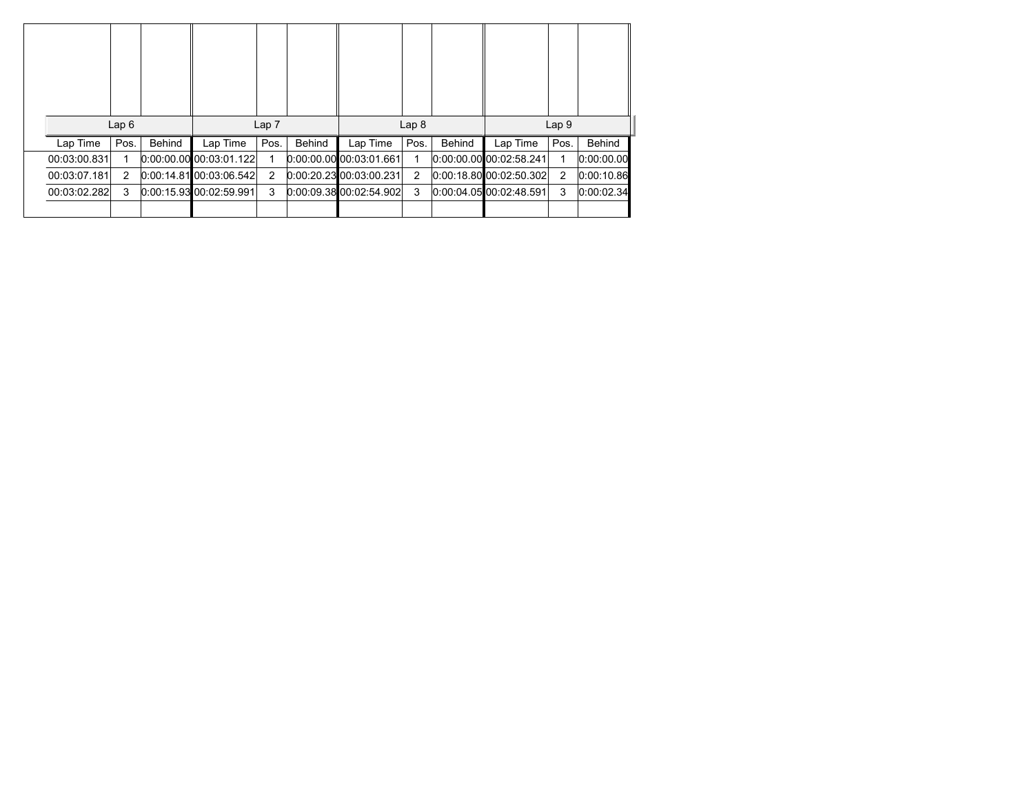| Lap 6 | | | Lap 7 | | | Lap 8 | | | Lap 9 | | |
|---|---|---|---|---|---|---|---|---|---|---|---|
| Lap Time | Pos. | Behind | Lap Time | Pos. | Behind | Lap Time | Pos. | Behind | Lap Time | Pos. | Behind |
| 00:03:00.831 | 1 | 0:00:00.00 | 00:03:01.122 | 1 | 0:00:00.00 | 00:03:01.661 | 1 | 0:00:00.00 | 00:02:58.241 | 1 | 0:00:00.00 |
| 00:03:07.181 | 2 | 0:00:14.81 | 00:03:06.542 | 2 | 0:00:20.23 | 00:03:00.231 | 2 | 0:00:18.80 | 00:02:50.302 | 2 | 0:00:10.86 |
| 00:03:02.282 | 3 | 0:00:15.93 | 00:02:59.991 | 3 | 0:00:09.38 | 00:02:54.902 | 3 | 0:00:04.05 | 00:02:48.591 | 3 | 0:00:02.34 |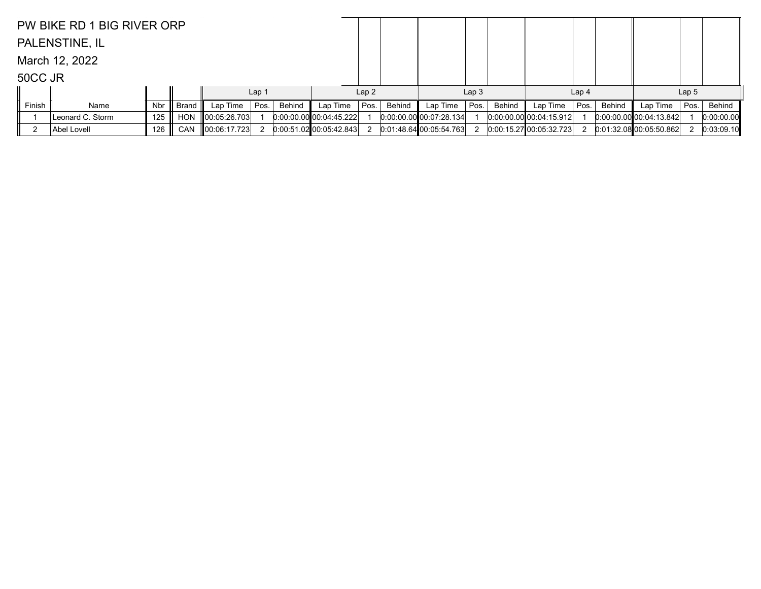PW BIKE RD 1 BIG RIVER ORP

PALENSTINE, IL

March 12, 2022

50CC JR

| | | | | Lap 1 | | | Lap 2 | | | Lap 3 | | | Lap 4 | | | Lap 5 | | |
|---|---|---|---|---|---|---|---|---|---|---|---|---|---|---|---|---|---|---|
| Finish | Name | Nbr | Brand | Lap Time | Pos. | Behind | Lap Time | Pos. | Behind | Lap Time | Pos. | Behind | Lap Time | Pos. | Behind | Lap Time | Pos. | Behind |
| 1 | Leonard C. Storm | 125 | HON | 00:05:26.703 | 1 | 0:00:00.00 | 00:04:45.222 | 1 | 0:00:00.00 | 00:07:28.134 | 1 | 0:00:00.00 | 00:04:15.912 | 1 | 0:00:00.00 | 00:04:13.842 | 1 | 0:00:00.00 |
| 2 | Abel Lovell | 126 | CAN | 00:06:17.723 | 2 | 0:00:51.02 | 00:05:42.843 | 2 | 0:01:48.64 | 00:05:54.763 | 2 | 0:00:15.27 | 00:05:32.723 | 2 | 0:01:32.08 | 00:05:50.862 | 2 | 0:03:09.10 |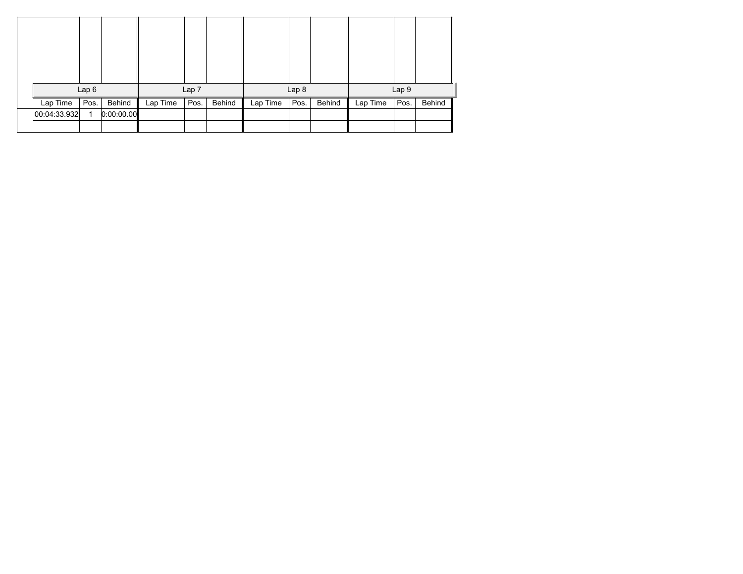| Lap 6 | | | Lap 7 | | | Lap 8 | | | Lap 9 | | |
|---|---|---|---|---|---|---|---|---|---|---|---|
| Lap Time | Pos. | Behind | Lap Time | Pos. | Behind | Lap Time | Pos. | Behind | Lap Time | Pos. | Behind |
| 00:04:33.932 | 1 | 0:00:00.00 | | | | | | | | | |
| | | | | | | | | | | | |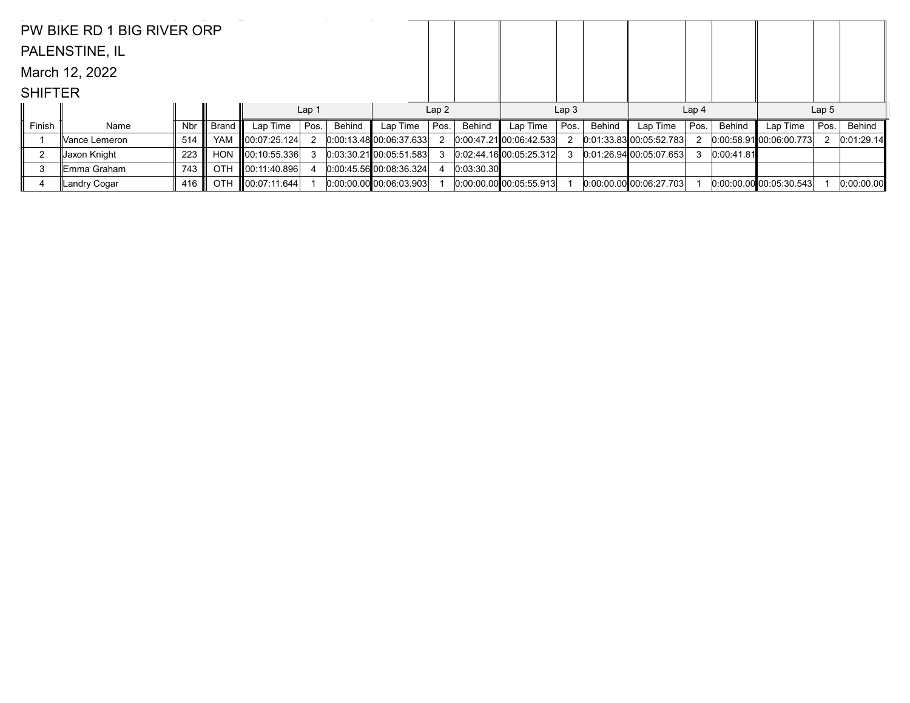PW BIKE RD 1 BIG RIVER ORP

PALENSTINE, IL

March 12, 2022

SHIFTER

| Finish | Name | Nbr | Brand | Lap 1 | | | Lap 2 | | | Lap 3 | | | Lap 4 | | | Lap 5 | | |
|---|---|---|---|---|---|---|---|---|---|---|---|---|---|---|---|---|---|---|
| | | | | Lap Time | Pos. | Behind | Lap Time | Pos. | Behind | Lap Time | Pos. | Behind | Lap Time | Pos. | Behind | Lap Time | Pos. | Behind |
| 1 | Vance Lemeron | 514 | YAM | 00:07:25.124 | 2 | 0:00:13.48 | 00:06:37.633 | 2 | 0:00:47.21 | 00:06:42.533 | 2 | 0:01:33.83 | 00:05:52.783 | 2 | 0:00:58.91 | 00:06:00.773 | 2 | 0:01:29.14 |
| 2 | Jaxon Knight | 223 | HON | 00:10:55.336 | 3 | 0:03:30.21 | 00:05:51.583 | 3 | 0:02:44.16 | 00:05:25.312 | 3 | 0:01:26.94 | 00:05:07.653 | 3 | 0:00:41.81 | | | |
| 3 | Emma Graham | 743 | OTH | 00:11:40.896 | 4 | 0:00:45.56 | 00:08:36.324 | 4 | 0:03:30.30 | | | | | | | | | |
| 4 | Landry Cogar | 416 | OTH | 00:07:11.644 | 1 | 0:00:00.00 | 00:06:03.903 | 1 | 0:00:00.00 | 00:05:55.913 | 1 | 0:00:00.00 | 00:06:27.703 | 1 | 0:00:00.00 | 00:05:30.543 | 1 | 0:00:00.00 |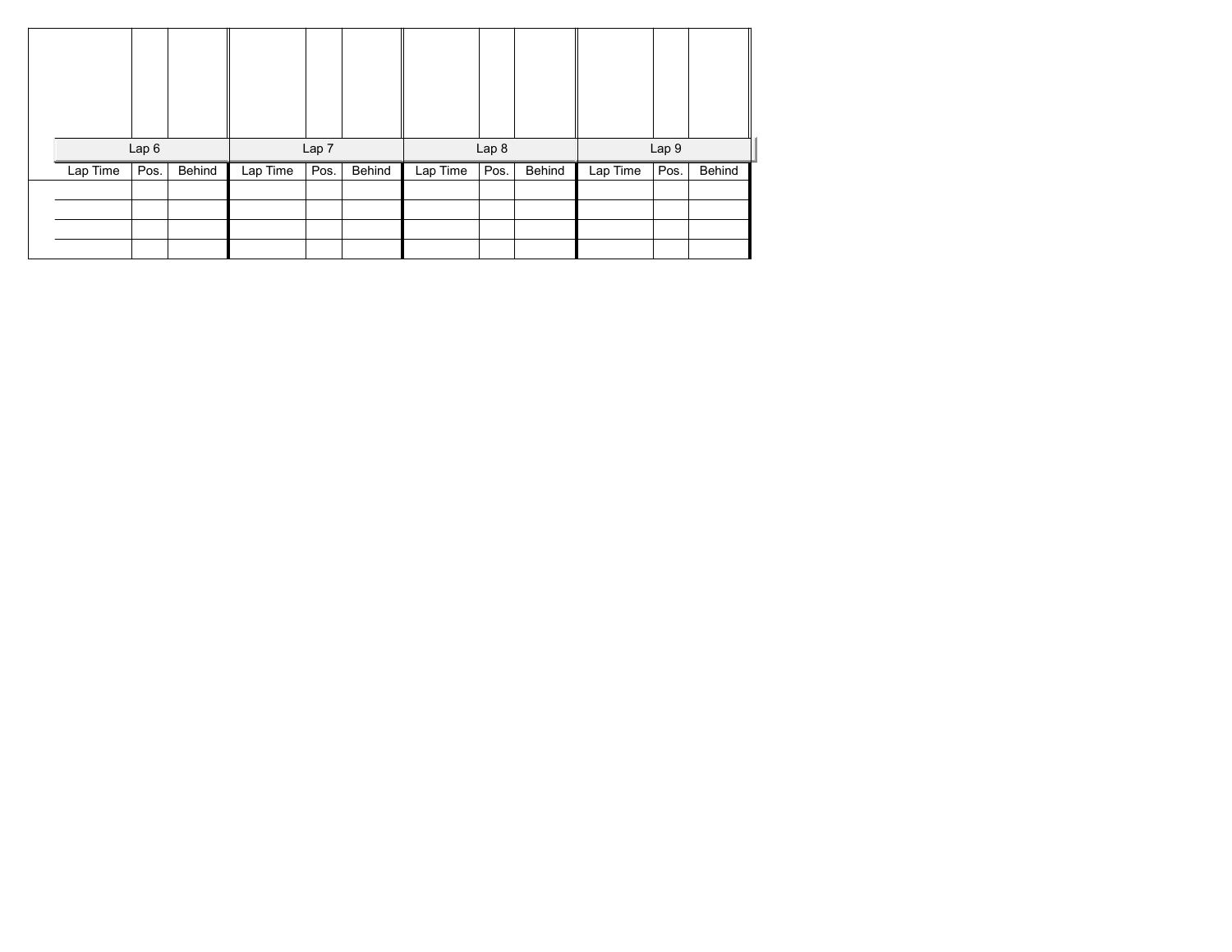| Lap 6 | | | Lap 7 | | | Lap 8 | | | Lap 9 | | |
|---|---|---|---|---|---|---|---|---|---|---|---|
| Lap Time | Pos. | Behind | Lap Time | Pos. | Behind | Lap Time | Pos. | Behind | Lap Time | Pos. | Behind |
| | | | | | | | | | | | |
| | | | | | | | | | | | |
| | | | | | | | | | | | |
| | | | | | | | | | | | |